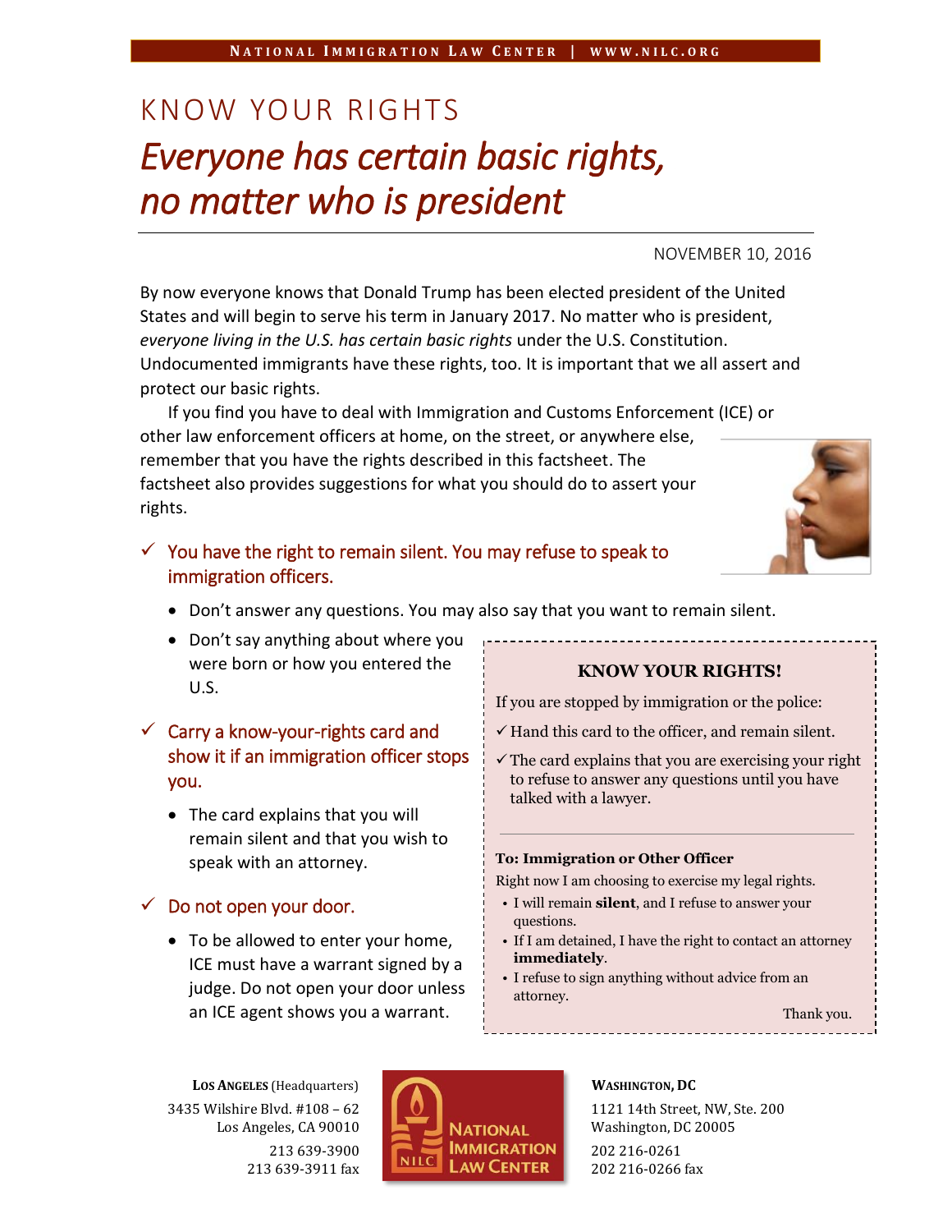# KNOW YOUR RIGHTS

## *Everyone has certain basic rights, no matter who is president*

NOVEMBER 10, 2016

By now everyone knows that Donald Trump has been elected president of the United States and will begin to serve his term in January 2017. No matter who is president, *everyone living in the U.S. has certain basic rights* under the U.S. Constitution. Undocumented immigrants have these rights, too. It is important that we all assert and protect our basic rights.

If you find you have to deal with Immigration and Customs Enforcement (ICE) or other law enforcement officers at home, on the street, or anywhere else, remember that you have the rights described in this factsheet. The factsheet also provides suggestions for what you should do to assert your rights.

### ✓ You have the right to remain silent. You may refuse to speak to immigration officers.

- Don't answer any questions. You may also say that you want to remain silent.
- Don't say anything about where you were born or how you entered the U.S.

### ✓ Carry a know-your-rights card and show it if an immigration officer stops you.

- The card explains that you will remain silent and that you wish to speak with an attorney.

### ✓ Do not open your door.

- To be allowed to enter your home, ICE must have a warrant signed by a judge. Do not open your door unless an ICE agent shows you a warrant.

---

**KNOW YOUR RIGHTS!**

If you are stopped by immigration or the police:

✓ Hand this card to the officer, and remain silent.

✓ The card explains that you are exercising your right to refuse to answer any questions until you have talked with a lawyer.

**To: Immigration or Other Officer**

Right now I am choosing to exercise my legal rights.

- I will remain **silent**, and I refuse to answer your questions.
- If I am detained, I have the right to contact an attorney **immediately**.
- I refuse to sign anything without advice from an attorney.

Thank you.

---

**LOS ANGELES** (Headquarters)
3435 Wilshire Blvd. #108 – 62
Los Angeles, CA 90010
213 639-3900
213 639-3911 fax

NILC — National Immigration Law Center

**WASHINGTON, DC**
1121 14th Street, NW, Ste. 200
Washington, DC 20005
202 216-0261
202 216-0266 fax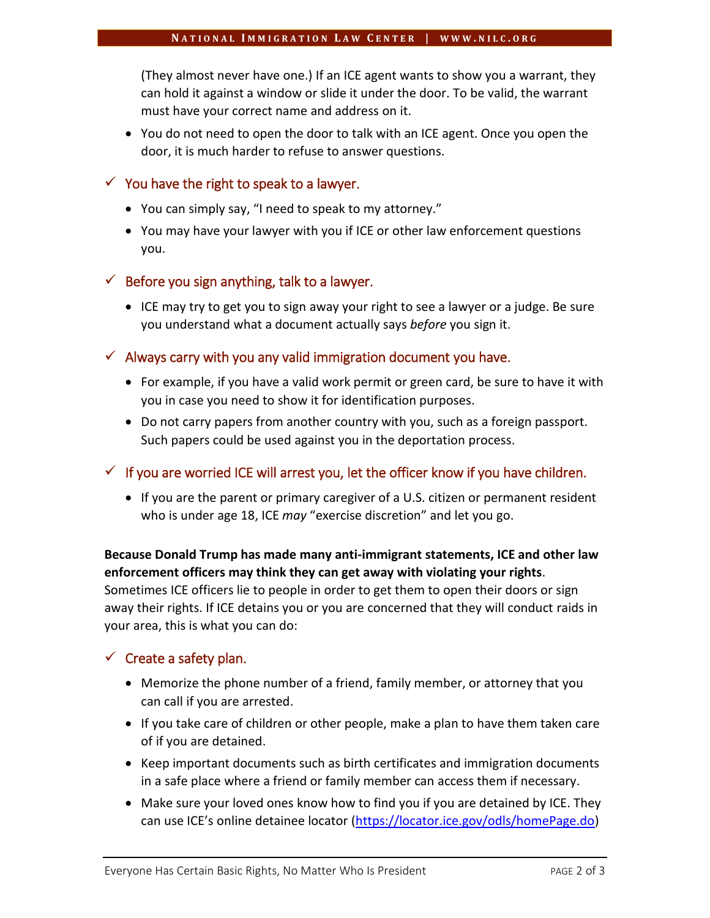(They almost never have one.) If an ICE agent wants to show you a warrant, they can hold it against a window or slide it under the door. To be valid, the warrant must have your correct name and address on it.

- You do not need to open the door to talk with an ICE agent. Once you open the door, it is much harder to refuse to answer questions.

### ✓ You have the right to speak to a lawyer.

- You can simply say, "I need to speak to my attorney."
- You may have your lawyer with you if ICE or other law enforcement questions you.

### ✓ Before you sign anything, talk to a lawyer.

- ICE may try to get you to sign away your right to see a lawyer or a judge. Be sure you understand what a document actually says *before* you sign it.

### ✓ Always carry with you any valid immigration document you have.

- For example, if you have a valid work permit or green card, be sure to have it with you in case you need to show it for identification purposes.
- Do not carry papers from another country with you, such as a foreign passport. Such papers could be used against you in the deportation process.

### ✓ If you are worried ICE will arrest you, let the officer know if you have children.

- If you are the parent or primary caregiver of a U.S. citizen or permanent resident who is under age 18, ICE *may* "exercise discretion" and let you go.

**Because Donald Trump has made many anti-immigrant statements, ICE and other law enforcement officers may think they can get away with violating your rights**. Sometimes ICE officers lie to people in order to get them to open their doors or sign away their rights. If ICE detains you or you are concerned that they will conduct raids in your area, this is what you can do:

### ✓ Create a safety plan.

- Memorize the phone number of a friend, family member, or attorney that you can call if you are arrested.
- If you take care of children or other people, make a plan to have them taken care of if you are detained.
- Keep important documents such as birth certificates and immigration documents in a safe place where a friend or family member can access them if necessary.
- Make sure your loved ones know how to find you if you are detained by ICE. They can use ICE's online detainee locator (https://locator.ice.gov/odls/homePage.do)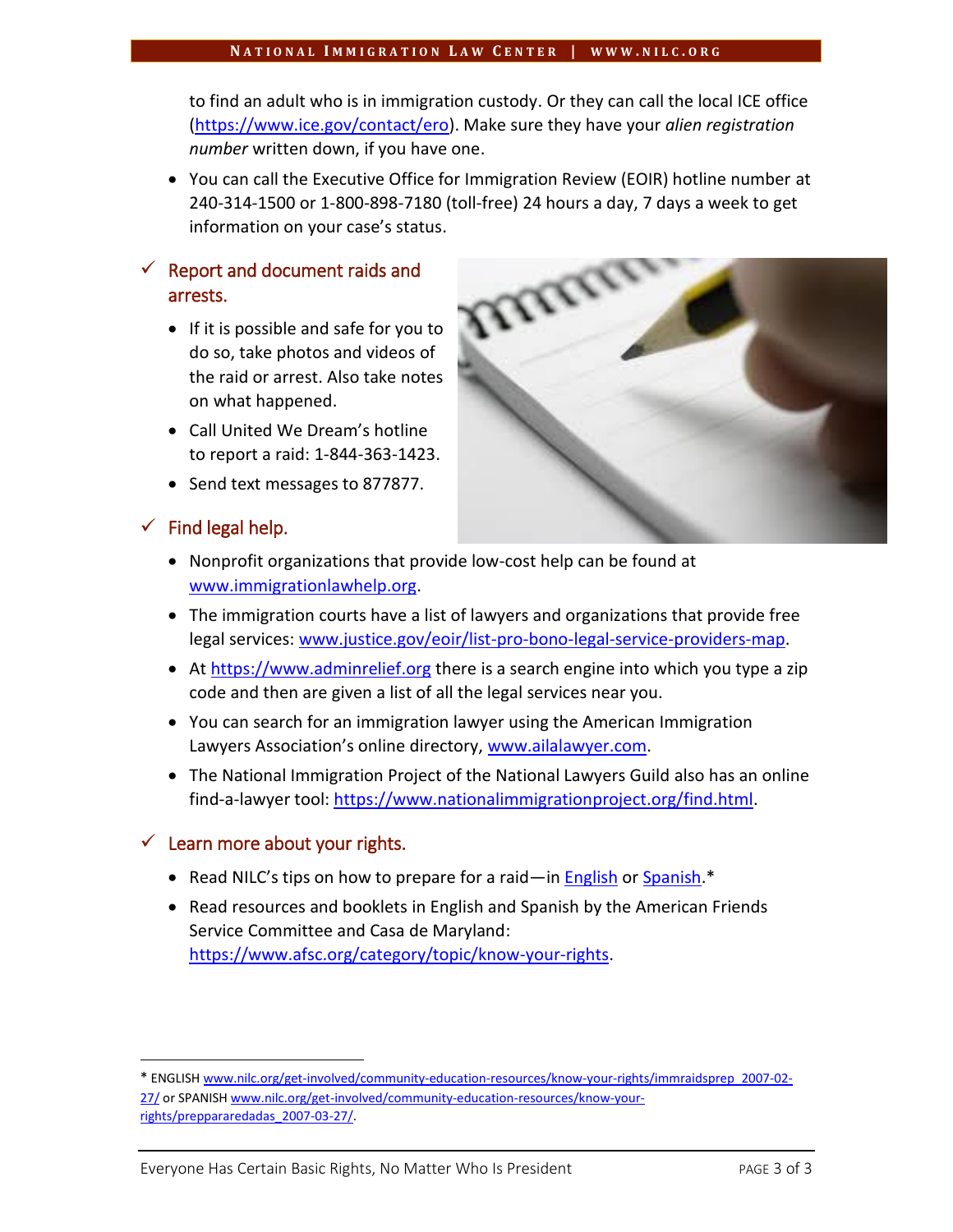to find an adult who is in immigration custody. Or they can call the local ICE office (https://www.ice.gov/contact/ero). Make sure they have your *alien registration number* written down, if you have one.

- You can call the Executive Office for Immigration Review (EOIR) hotline number at 240-314-1500 or 1-800-898-7180 (toll-free) 24 hours a day, 7 days a week to get information on your case's status.

### ✓ Report and document raids and arrests.

- If it is possible and safe for you to do so, take photos and videos of the raid or arrest. Also take notes on what happened.
- Call United We Dream's hotline to report a raid: 1-844-363-1423.
- Send text messages to 877877.

### ✓ Find legal help.

- Nonprofit organizations that provide low-cost help can be found at www.immigrationlawhelp.org.
- The immigration courts have a list of lawyers and organizations that provide free legal services: www.justice.gov/eoir/list-pro-bono-legal-service-providers-map.
- At https://www.adminrelief.org there is a search engine into which you type a zip code and then are given a list of all the legal services near you.
- You can search for an immigration lawyer using the American Immigration Lawyers Association's online directory, www.ailalawyer.com.
- The National Immigration Project of the National Lawyers Guild also has an online find-a-lawyer tool: https://www.nationalimmigrationproject.org/find.html.

### ✓ Learn more about your rights.

- Read NILC's tips on how to prepare for a raid—in English or Spanish.*
- Read resources and booklets in English and Spanish by the American Friends Service Committee and Casa de Maryland: https://www.afsc.org/category/topic/know-your-rights.

* ENGLISH www.nilc.org/get-involved/community-education-resources/know-your-rights/immraidsprep_2007-02-27/ or SPANISH www.nilc.org/get-involved/community-education-resources/know-your-rights/preppararedadas_2007-03-27/.